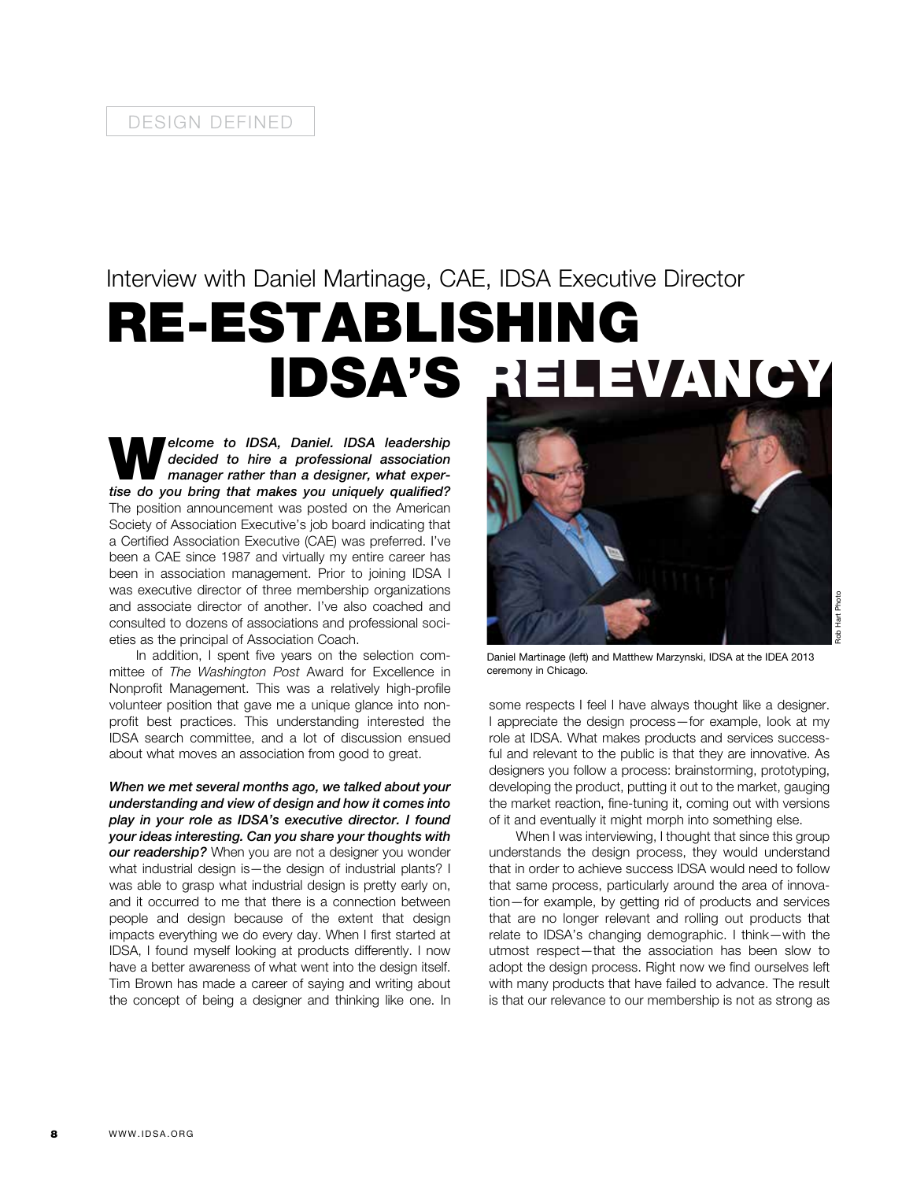DESIGN DEFINED

## Interview with Daniel Martinage, CAE, IDSA Executive Director

# RE-ESTABLISHING IDSA'S RELEVANCY

***Welcome to IDSA, Daniel. IDSA leadership decided to hire a professional association manager rather than a designer, what expertise do you bring that makes you uniquely qualified?*** The position announcement was posted on the American Society of Association Executive's job board indicating that a Certified Association Executive (CAE) was preferred. I've been a CAE since 1987 and virtually my entire career has been in association management. Prior to joining IDSA I was executive director of three membership organizations and associate director of another. I've also coached and consulted to dozens of associations and professional societies as the principal of Association Coach.

In addition, I spent five years on the selection committee of *The Washington Post* Award for Excellence in Nonprofit Management. This was a relatively high-profile volunteer position that gave me a unique glance into nonprofit best practices. This understanding interested the IDSA search committee, and a lot of discussion ensued about what moves an association from good to great.

***When we met several months ago, we talked about your understanding and view of design and how it comes into play in your role as IDSA's executive director. I found your ideas interesting. Can you share your thoughts with our readership?*** When you are not a designer you wonder what industrial design is—the design of industrial plants? I was able to grasp what industrial design is pretty early on, and it occurred to me that there is a connection between people and design because of the extent that design impacts everything we do every day. When I first started at IDSA, I found myself looking at products differently. I now have a better awareness of what went into the design itself. Tim Brown has made a career of saying and writing about the concept of being a designer and thinking like one. In some respects I feel I have always thought like a designer. I appreciate the design process—for example, look at my role at IDSA. What makes products and services successful and relevant to the public is that they are innovative. As designers you follow a process: brainstorming, prototyping, developing the product, putting it out to the market, gauging the market reaction, fine-tuning it, coming out with versions of it and eventually it might morph into something else.

Rob Hart Photo

Daniel Martinage (left) and Matthew Marzynski, IDSA at the IDEA 2013 ceremony in Chicago.

When I was interviewing, I thought that since this group understands the design process, they would understand that in order to achieve success IDSA would need to follow that same process, particularly around the area of innovation—for example, by getting rid of products and services that are no longer relevant and rolling out products that relate to IDSA's changing demographic. I think—with the utmost respect—that the association has been slow to adopt the design process. Right now we find ourselves left with many products that have failed to advance. The result is that our relevance to our membership is not as strong as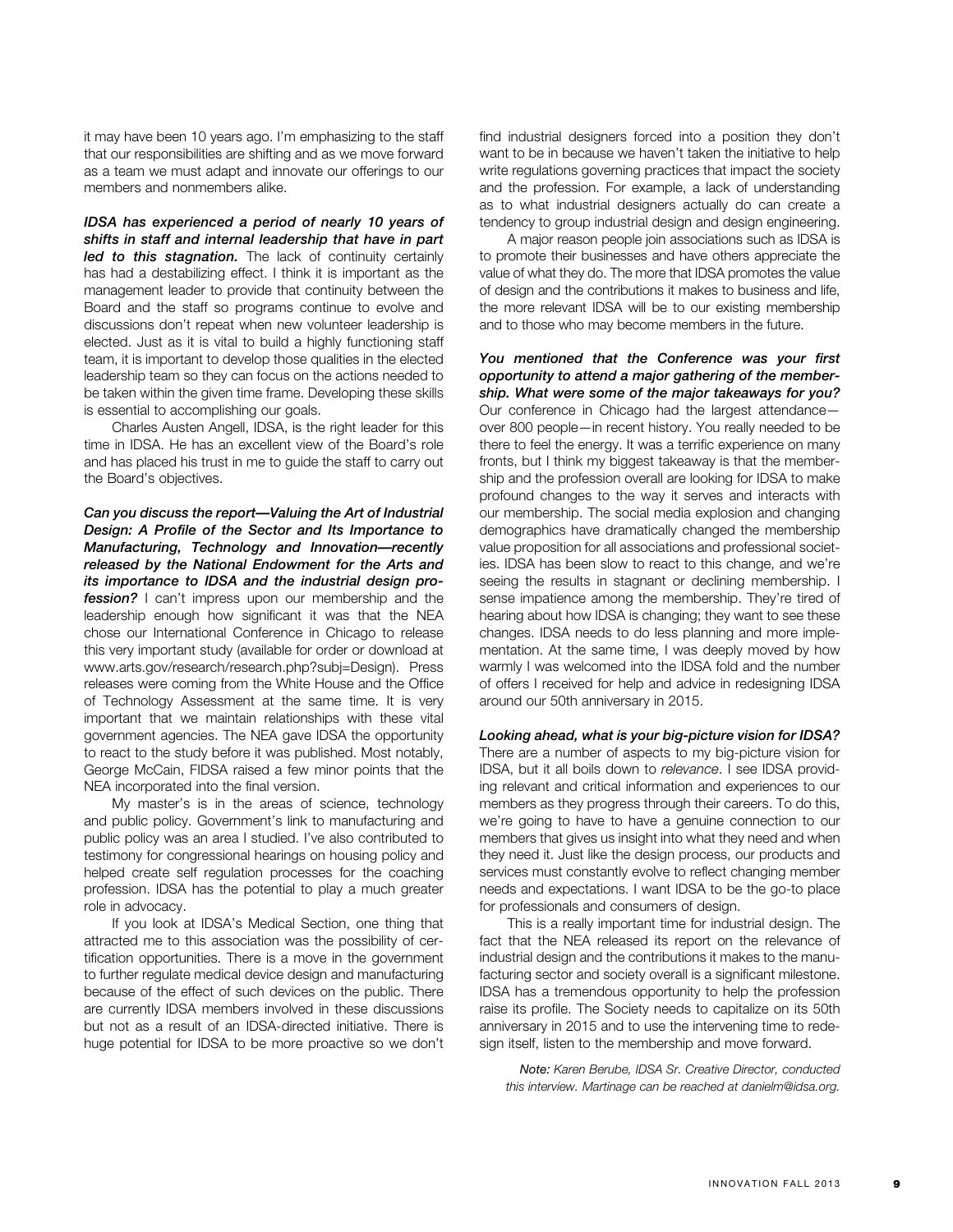it may have been 10 years ago. I'm emphasizing to the staff that our responsibilities are shifting and as we move forward as a team we must adapt and innovate our offerings to our members and nonmembers alike.

***IDSA has experienced a period of nearly 10 years of shifts in staff and internal leadership that have in part led to this stagnation.*** The lack of continuity certainly has had a destabilizing effect. I think it is important as the management leader to provide that continuity between the Board and the staff so programs continue to evolve and discussions don't repeat when new volunteer leadership is elected. Just as it is vital to build a highly functioning staff team, it is important to develop those qualities in the elected leadership team so they can focus on the actions needed to be taken within the given time frame. Developing these skills is essential to accomplishing our goals.

Charles Austen Angell, IDSA, is the right leader for this time in IDSA. He has an excellent view of the Board's role and has placed his trust in me to guide the staff to carry out the Board's objectives.

***Can you discuss the report—Valuing the Art of Industrial Design: A Profile of the Sector and Its Importance to Manufacturing, Technology and Innovation—recently released by the National Endowment for the Arts and its importance to IDSA and the industrial design profession?*** I can't impress upon our membership and the leadership enough how significant it was that the NEA chose our International Conference in Chicago to release this very important study (available for order or download at www.arts.gov/research/research.php?subj=Design). Press releases were coming from the White House and the Office of Technology Assessment at the same time. It is very important that we maintain relationships with these vital government agencies. The NEA gave IDSA the opportunity to react to the study before it was published. Most notably, George McCain, FIDSA raised a few minor points that the NEA incorporated into the final version.

My master's is in the areas of science, technology and public policy. Government's link to manufacturing and public policy was an area I studied. I've also contributed to testimony for congressional hearings on housing policy and helped create self regulation processes for the coaching profession. IDSA has the potential to play a much greater role in advocacy.

If you look at IDSA's Medical Section, one thing that attracted me to this association was the possibility of certification opportunities. There is a move in the government to further regulate medical device design and manufacturing because of the effect of such devices on the public. There are currently IDSA members involved in these discussions but not as a result of an IDSA-directed initiative. There is huge potential for IDSA to be more proactive so we don't find industrial designers forced into a position they don't want to be in because we haven't taken the initiative to help write regulations governing practices that impact the society and the profession. For example, a lack of understanding as to what industrial designers actually do can create a tendency to group industrial design and design engineering.

A major reason people join associations such as IDSA is to promote their businesses and have others appreciate the value of what they do. The more that IDSA promotes the value of design and the contributions it makes to business and life, the more relevant IDSA will be to our existing membership and to those who may become members in the future.

***You mentioned that the Conference was your first opportunity to attend a major gathering of the membership. What were some of the major takeaways for you?*** Our conference in Chicago had the largest attendance—over 800 people—in recent history. You really needed to be there to feel the energy. It was a terrific experience on many fronts, but I think my biggest takeaway is that the membership and the profession overall are looking for IDSA to make profound changes to the way it serves and interacts with our membership. The social media explosion and changing demographics have dramatically changed the membership value proposition for all associations and professional societies. IDSA has been slow to react to this change, and we're seeing the results in stagnant or declining membership. I sense impatience among the membership. They're tired of hearing about how IDSA is changing; they want to see these changes. IDSA needs to do less planning and more implementation. At the same time, I was deeply moved by how warmly I was welcomed into the IDSA fold and the number of offers I received for help and advice in redesigning IDSA around our 50th anniversary in 2015.

***Looking ahead, what is your big-picture vision for IDSA?*** There are a number of aspects to my big-picture vision for IDSA, but it all boils down to *relevance*. I see IDSA providing relevant and critical information and experiences to our members as they progress through their careers. To do this, we're going to have to have a genuine connection to our members that gives us insight into what they need and when they need it. Just like the design process, our products and services must constantly evolve to reflect changing member needs and expectations. I want IDSA to be the go-to place for professionals and consumers of design.

This is a really important time for industrial design. The fact that the NEA released its report on the relevance of industrial design and the contributions it makes to the manufacturing sector and society overall is a significant milestone. IDSA has a tremendous opportunity to help the profession raise its profile. The Society needs to capitalize on its 50th anniversary in 2015 and to use the intervening time to redesign itself, listen to the membership and move forward.

*Note: Karen Berube, IDSA Sr. Creative Director, conducted this interview. Martinage can be reached at danielm@idsa.org.*